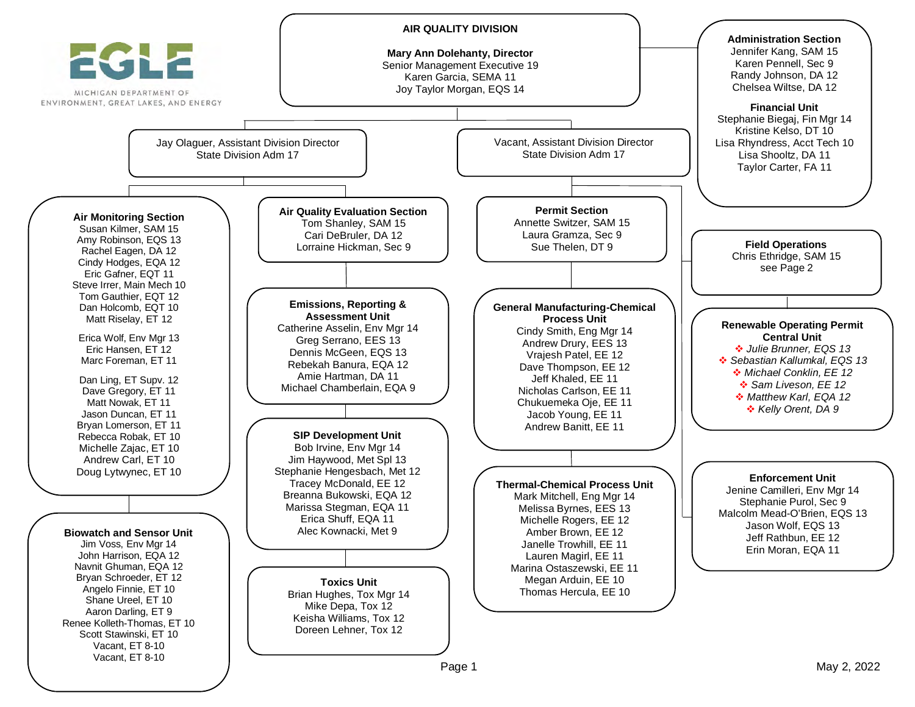MICHIGAN DEPARTMENT OF ENVIRONMENT, GREAT LAKES, AND ENERGY

# AIR QUALITY DIVISION

**Mary Ann Dolehanty, Director**
Senior Management Executive 19
Karen Garcia, SEMA 11
Joy Taylor Morgan, EQS 14

### Administration Section
Jennifer Kang, SAM 15
Karen Pennell, Sec 9
Randy Johnson, DA 12
Chelsea Wiltse, DA 12

### Financial Unit
Stephanie Biegaj, Fin Mgr 14
Kristine Kelso, DT 10
Lisa Rhyndress, Acct Tech 10
Lisa Shooltz, DA 11
Taylor Carter, FA 11

## Jay Olaguer, Assistant Division Director
State Division Adm 17

### Air Monitoring Section
Susan Kilmer, SAM 15
Amy Robinson, EQS 13
Rachel Eagen, DA 12
Cindy Hodges, EQA 12
Eric Gafner, EQT 11
Steve Irrer, Main Mech 10
Tom Gauthier, EQT 12
Dan Holcomb, EQT 10
Matt Riselay, ET 12

Erica Wolf, Env Mgr 13
Eric Hansen, ET 12
Marc Foreman, ET 11

Dan Ling, ET Supv. 12
Dave Gregory, ET 11
Matt Nowak, ET 11
Jason Duncan, ET 11
Bryan Lomerson, ET 11
Rebecca Robak, ET 10
Michelle Zajac, ET 10
Andrew Carl, ET 10
Doug Lytwynec, ET 10

### Biowatch and Sensor Unit
Jim Voss, Env Mgr 14
John Harrison, EQA 12
Navnit Ghuman, EQA 12
Bryan Schroeder, ET 12
Angelo Finnie, ET 10
Shane Ureel, ET 10
Aaron Darling, ET 9
Renee Kolleth-Thomas, ET 10
Scott Stawinski, ET 10
Vacant, ET 8-10
Vacant, ET 8-10

### Air Quality Evaluation Section
Tom Shanley, SAM 15
Cari DeBruler, DA 12
Lorraine Hickman, Sec 9

### Emissions, Reporting & Assessment Unit
Catherine Asselin, Env Mgr 14
Greg Serrano, EES 13
Dennis McGeen, EQS 13
Rebekah Banura, EQA 12
Amie Hartman, DA 11
Michael Chamberlain, EQA 9

### SIP Development Unit
Bob Irvine, Env Mgr 14
Jim Haywood, Met Spl 13
Stephanie Hengesbach, Met 12
Tracey McDonald, EE 12
Breanna Bukowski, EQA 12
Marissa Stegman, EQA 11
Erica Shuff, EQA 11
Alec Kownacki, Met 9

### Toxics Unit
Brian Hughes, Tox Mgr 14
Mike Depa, Tox 12
Keisha Williams, Tox 12
Doreen Lehner, Tox 12

## Vacant, Assistant Division Director
State Division Adm 17

### Permit Section
Annette Switzer, SAM 15
Laura Gramza, Sec 9
Sue Thelen, DT 9

### General Manufacturing-Chemical Process Unit
Cindy Smith, Eng Mgr 14
Andrew Drury, EES 13
Vrajesh Patel, EE 12
Dave Thompson, EE 12
Jeff Khaled, EE 11
Nicholas Carlson, EE 11
Chukuemeka Oje, EE 11
Jacob Young, EE 11
Andrew Banitt, EE 11

### Thermal-Chemical Process Unit
Mark Mitchell, Eng Mgr 14
Melissa Byrnes, EES 13
Michelle Rogers, EE 12
Amber Brown, EE 12
Janelle Trowhill, EE 11
Lauren Magirl, EE 11
Marina Ostaszewski, EE 11
Megan Arduin, EE 10
Thomas Hercula, EE 10

### Field Operations
Chris Ethridge, SAM 15
see Page 2

### Renewable Operating Permit Central Unit
❖ *Julie Brunner, EQS 13*
❖ *Sebastian Kallumkal, EQS 13*
❖ *Michael Conklin, EE 12*
❖ *Sam Liveson, EE 12*
❖ *Matthew Karl, EQA 12*
❖ *Kelly Orent, DA 9*

### Enforcement Unit
Jenine Camilleri, Env Mgr 14
Stephanie Purol, Sec 9
Malcolm Mead-O'Brien, EQS 13
Jason Wolf, EQS 13
Jeff Rathbun, EE 12
Erin Moran, EQA 11

May 2, 2022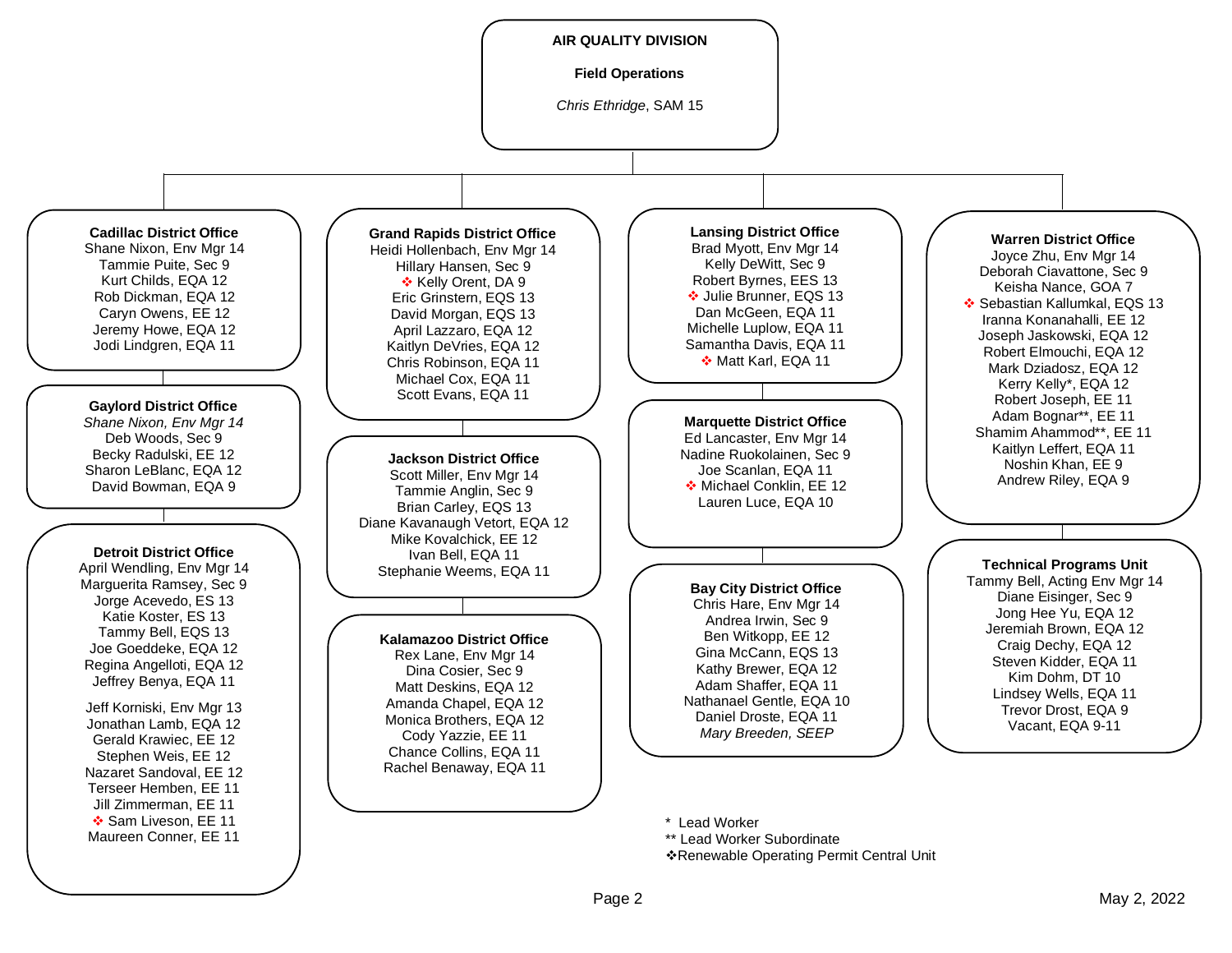# AIR QUALITY DIVISION

## Field Operations

*Chris Ethridge*, SAM 15

### Cadillac District Office

Shane Nixon, Env Mgr 14
Tammie Puite, Sec 9
Kurt Childs, EQA 12
Rob Dickman, EQA 12
Caryn Owens, EE 12
Jeremy Howe, EQA 12
Jodi Lindgren, EQA 11

### Gaylord District Office

*Shane Nixon, Env Mgr 14*
Deb Woods, Sec 9
Becky Radulski, EE 12
Sharon LeBlanc, EQA 12
David Bowman, EQA 9

### Detroit District Office

April Wendling, Env Mgr 14
Marguerita Ramsey, Sec 9
Jorge Acevedo, ES 13
Katie Koster, ES 13
Tammy Bell, EQS 13
Joe Goeddeke, EQA 12
Regina Angelloti, EQA 12
Jeffrey Benya, EQA 11

Jeff Korniski, Env Mgr 13
Jonathan Lamb, EQA 12
Gerald Krawiec, EE 12
Stephen Weis, EE 12
Nazaret Sandoval, EE 12
Terseer Hemben, EE 11
Jill Zimmerman, EE 11
❖ Sam Liveson, EE 11
Maureen Conner, EE 11

### Grand Rapids District Office

Heidi Hollenbach, Env Mgr 14
Hillary Hansen, Sec 9
❖ Kelly Orent, DA 9
Eric Grinstern, EQS 13
David Morgan, EQS 13
April Lazzaro, EQA 12
Kaitlyn DeVries, EQA 12
Chris Robinson, EQA 11
Michael Cox, EQA 11
Scott Evans, EQA 11

### Jackson District Office

Scott Miller, Env Mgr 14
Tammie Anglin, Sec 9
Brian Carley, EQS 13
Diane Kavanaugh Vetort, EQA 12
Mike Kovalchick, EE 12
Ivan Bell, EQA 11
Stephanie Weems, EQA 11

### Kalamazoo District Office

Rex Lane, Env Mgr 14
Dina Cosier, Sec 9
Matt Deskins, EQA 12
Amanda Chapel, EQA 12
Monica Brothers, EQA 12
Cody Yazzie, EE 11
Chance Collins, EQA 11
Rachel Benaway, EQA 11

### Lansing District Office

Brad Myott, Env Mgr 14
Kelly DeWitt, Sec 9
Robert Byrnes, EES 13
❖ Julie Brunner, EQS 13
Dan McGeen, EQA 11
Michelle Luplow, EQA 11
Samantha Davis, EQA 11
❖ Matt Karl, EQA 11

### Marquette District Office

Ed Lancaster, Env Mgr 14
Nadine Ruokolainen, Sec 9
Joe Scanlan, EQA 11
❖ Michael Conklin, EE 12
Lauren Luce, EQA 10

### Bay City District Office

Chris Hare, Env Mgr 14
Andrea Irwin, Sec 9
Ben Witkopp, EE 12
Gina McCann, EQS 13
Kathy Brewer, EQA 12
Adam Shaffer, EQA 11
Nathanael Gentle, EQA 10
Daniel Droste, EQA 11
*Mary Breeden, SEEP*

### Warren District Office

Joyce Zhu, Env Mgr 14
Deborah Ciavattone, Sec 9
Keisha Nance, GOA 7
❖ Sebastian Kallumkal, EQS 13
Iranna Konanahalli, EE 12
Joseph Jaskowski, EQA 12
Robert Elmouchi, EQA 12
Mark Dziadosz, EQA 12
Kerry Kelly*, EQA 12
Robert Joseph, EE 11
Adam Bognar**, EE 11
Shamim Ahammod**, EE 11
Kaitlyn Leffert, EQA 11
Noshin Khan, EE 9
Andrew Riley, EQA 9

### Technical Programs Unit

Tammy Bell, Acting Env Mgr 14
Diane Eisinger, Sec 9
Jong Hee Yu, EQA 12
Jeremiah Brown, EQA 12
Craig Dechy, EQA 12
Steven Kidder, EQA 11
Kim Dohm, DT 10
Lindsey Wells, EQA 11
Trevor Drost, EQA 9
Vacant, EQA 9-11

\* Lead Worker
\*\* Lead Worker Subordinate
❖Renewable Operating Permit Central Unit

May 2, 2022